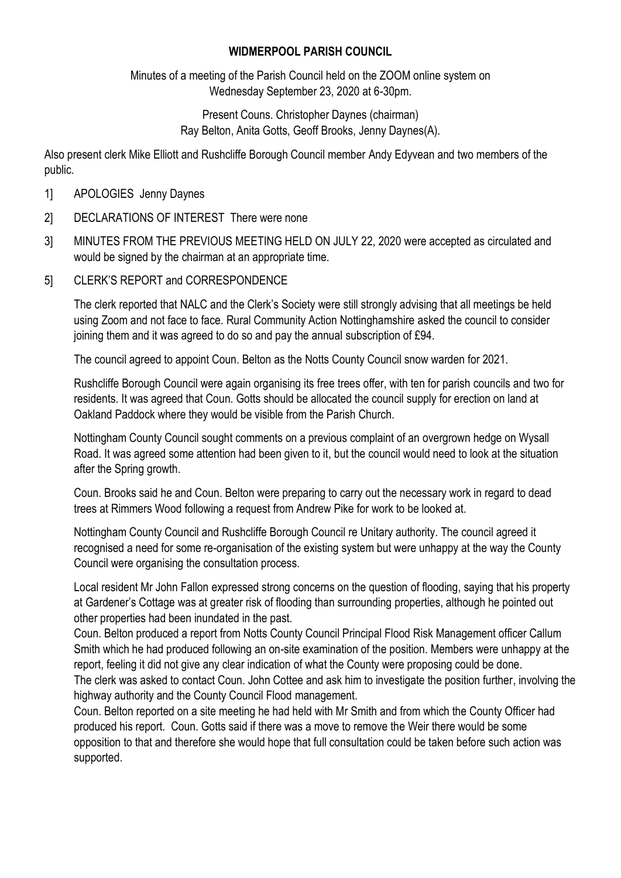# WIDMERPOOL PARISH COUNCIL

Minutes of a meeting of the Parish Council held on the ZOOM online system on Wednesday September 23, 2020 at 6-30pm.

Present Couns. Christopher Daynes (chairman)
Ray Belton, Anita Gotts, Geoff Brooks, Jenny Daynes(A).

Also present clerk Mike Elliott and Rushcliffe Borough Council member Andy Edyvean and two members of the public.

1] APOLOGIES Jenny Daynes

2] DECLARATIONS OF INTEREST There were none

3] MINUTES FROM THE PREVIOUS MEETING HELD ON JULY 22, 2020 were accepted as circulated and would be signed by the chairman at an appropriate time.

5] CLERK'S REPORT and CORRESPONDENCE

The clerk reported that NALC and the Clerk's Society were still strongly advising that all meetings be held using Zoom and not face to face. Rural Community Action Nottinghamshire asked the council to consider joining them and it was agreed to do so and pay the annual subscription of £94.

The council agreed to appoint Coun. Belton as the Notts County Council snow warden for 2021.

Rushcliffe Borough Council were again organising its free trees offer, with ten for parish councils and two for residents. It was agreed that Coun. Gotts should be allocated the council supply for erection on land at Oakland Paddock where they would be visible from the Parish Church.

Nottingham County Council sought comments on a previous complaint of an overgrown hedge on Wysall Road. It was agreed some attention had been given to it, but the council would need to look at the situation after the Spring growth.

Coun. Brooks said he and Coun. Belton were preparing to carry out the necessary work in regard to dead trees at Rimmers Wood following a request from Andrew Pike for work to be looked at.

Nottingham County Council and Rushcliffe Borough Council re Unitary authority. The council agreed it recognised a need for some re-organisation of the existing system but were unhappy at the way the County Council were organising the consultation process.

Local resident Mr John Fallon expressed strong concerns on the question of flooding, saying that his property at Gardener's Cottage was at greater risk of flooding than surrounding properties, although he pointed out other properties had been inundated in the past.

Coun. Belton produced a report from Notts County Council Principal Flood Risk Management officer Callum Smith which he had produced following an on-site examination of the position. Members were unhappy at the report, feeling it did not give any clear indication of what the County were proposing could be done.

The clerk was asked to contact Coun. John Cottee and ask him to investigate the position further, involving the highway authority and the County Council Flood management.

Coun. Belton reported on a site meeting he had held with Mr Smith and from which the County Officer had produced his report. Coun. Gotts said if there was a move to remove the Weir there would be some opposition to that and therefore she would hope that full consultation could be taken before such action was supported.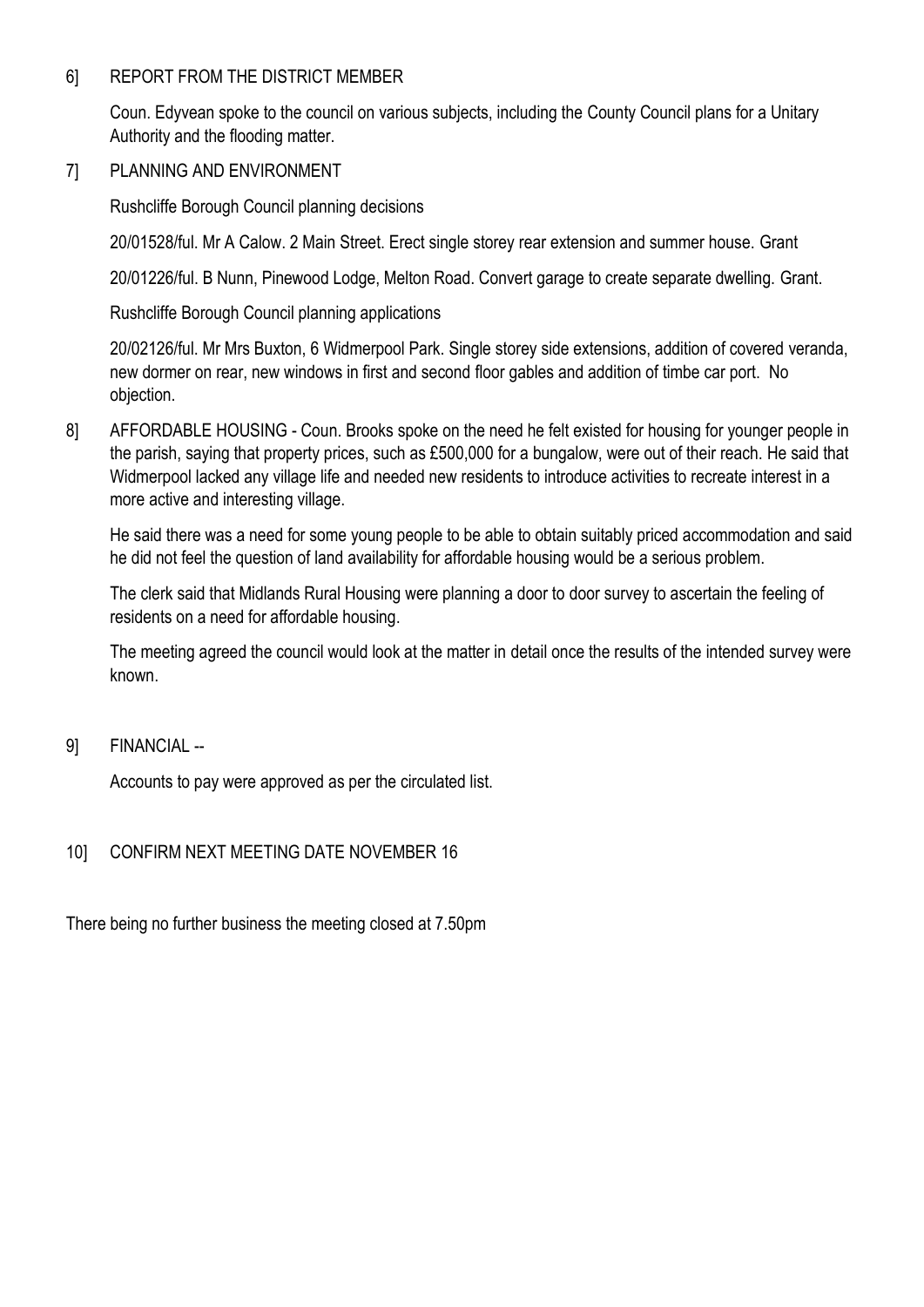6] REPORT FROM THE DISTRICT MEMBER

Coun. Edyvean spoke to the council on various subjects, including the County Council plans for a Unitary Authority and the flooding matter.

7] PLANNING AND ENVIRONMENT

Rushcliffe Borough Council planning decisions

20/01528/ful. Mr A Calow. 2 Main Street. Erect single storey rear extension and summer house. Grant

20/01226/ful. B Nunn, Pinewood Lodge, Melton Road. Convert garage to create separate dwelling. Grant.

Rushcliffe Borough Council planning applications

20/02126/ful. Mr Mrs Buxton, 6 Widmerpool Park. Single storey side extensions, addition of covered veranda, new dormer on rear, new windows in first and second floor gables and addition of timbe car port. No objection.

8] AFFORDABLE HOUSING - Coun. Brooks spoke on the need he felt existed for housing for younger people in the parish, saying that property prices, such as £500,000 for a bungalow, were out of their reach. He said that Widmerpool lacked any village life and needed new residents to introduce activities to recreate interest in a more active and interesting village.

He said there was a need for some young people to be able to obtain suitably priced accommodation and said he did not feel the question of land availability for affordable housing would be a serious problem.

The clerk said that Midlands Rural Housing were planning a door to door survey to ascertain the feeling of residents on a need for affordable housing.

The meeting agreed the council would look at the matter in detail once the results of the intended survey were known.

9] FINANCIAL --

Accounts to pay were approved as per the circulated list.

10] CONFIRM NEXT MEETING DATE NOVEMBER 16

There being no further business the meeting closed at 7.50pm